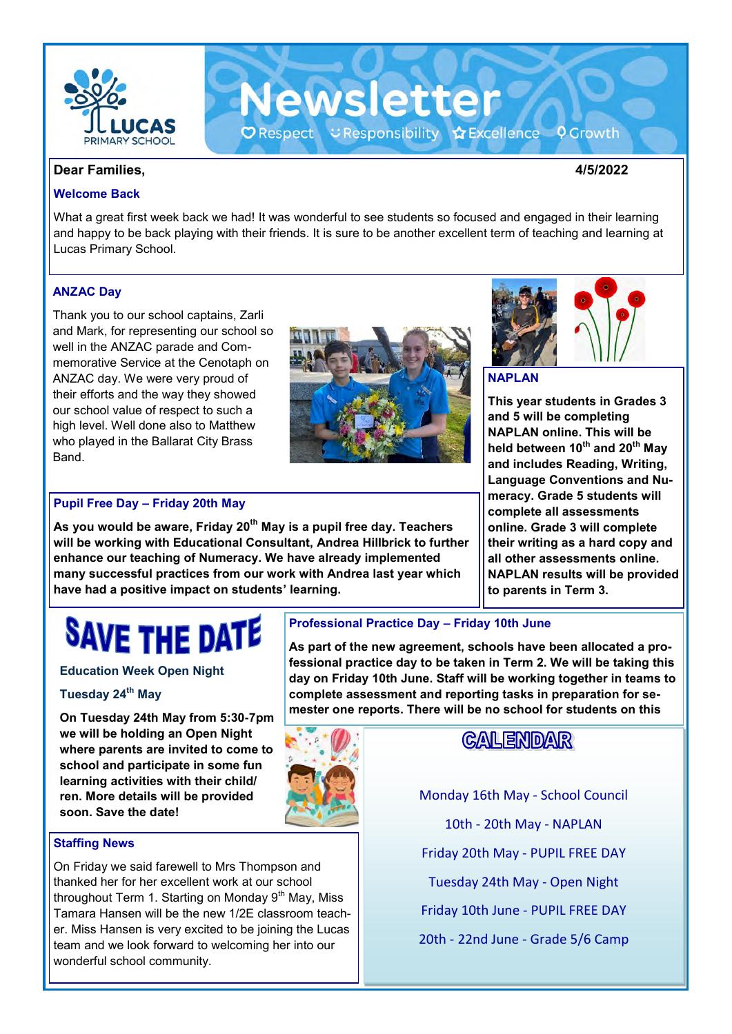# Newsletter

Respect · Responsibility · Excellence · Growth

LUCAS PRIMARY SCHOOL

**Dear Families,** **4/5/2022**

## Welcome Back

What a great first week back we had! It was wonderful to see students so focused and engaged in their learning and happy to be back playing with their friends. It is sure to be another excellent term of teaching and learning at Lucas Primary School.

## ANZAC Day

Thank you to our school captains, Zarli and Mark, for representing our school so well in the ANZAC parade and Commemorative Service at the Cenotaph on ANZAC day. We were very proud of their efforts and the way they showed our school value of respect to such a high level. Well done also to Matthew who played in the Ballarat City Brass Band.

## Pupil Free Day – Friday 20th May

**As you would be aware, Friday 20th May is a pupil free day. Teachers will be working with Educational Consultant, Andrea Hillbrick to further enhance our teaching of Numeracy. We have already implemented many successful practices from our work with Andrea last year which have had a positive impact on students' learning.**

## NAPLAN

**This year students in Grades 3 and 5 will be completing NAPLAN online. This will be held between 10th and 20th May and includes Reading, Writing, Language Conventions and Numeracy. Grade 5 students will complete all assessments online. Grade 3 will complete their writing as a hard copy and all other assessments online. NAPLAN results will be provided to parents in Term 3.**

## SAVE THE DATE

### Education Week Open Night

### Tuesday 24th May

**On Tuesday 24th May from 5:30-7pm we will be holding an Open Night where parents are invited to come to school and participate in some fun learning activities with their child/ren. More details will be provided soon. Save the date!**

## Professional Practice Day – Friday 10th June

**As part of the new agreement, schools have been allocated a professional practice day to be taken in Term 2. We will be taking this day on Friday 10th June. Staff will be working together in teams to complete assessment and reporting tasks in preparation for semester one reports. There will be no school for students on this**

## Staffing News

On Friday we said farewell to Mrs Thompson and thanked her for her excellent work at our school throughout Term 1. Starting on Monday 9th May, Miss Tamara Hansen will be the new 1/2E classroom teacher. Miss Hansen is very excited to be joining the Lucas team and we look forward to welcoming her into our wonderful school community.

## CALENDAR

Monday 16th May - School Council

10th - 20th May - NAPLAN

Friday 20th May - PUPIL FREE DAY

Tuesday 24th May - Open Night

Friday 10th June - PUPIL FREE DAY

20th - 22nd June - Grade 5/6 Camp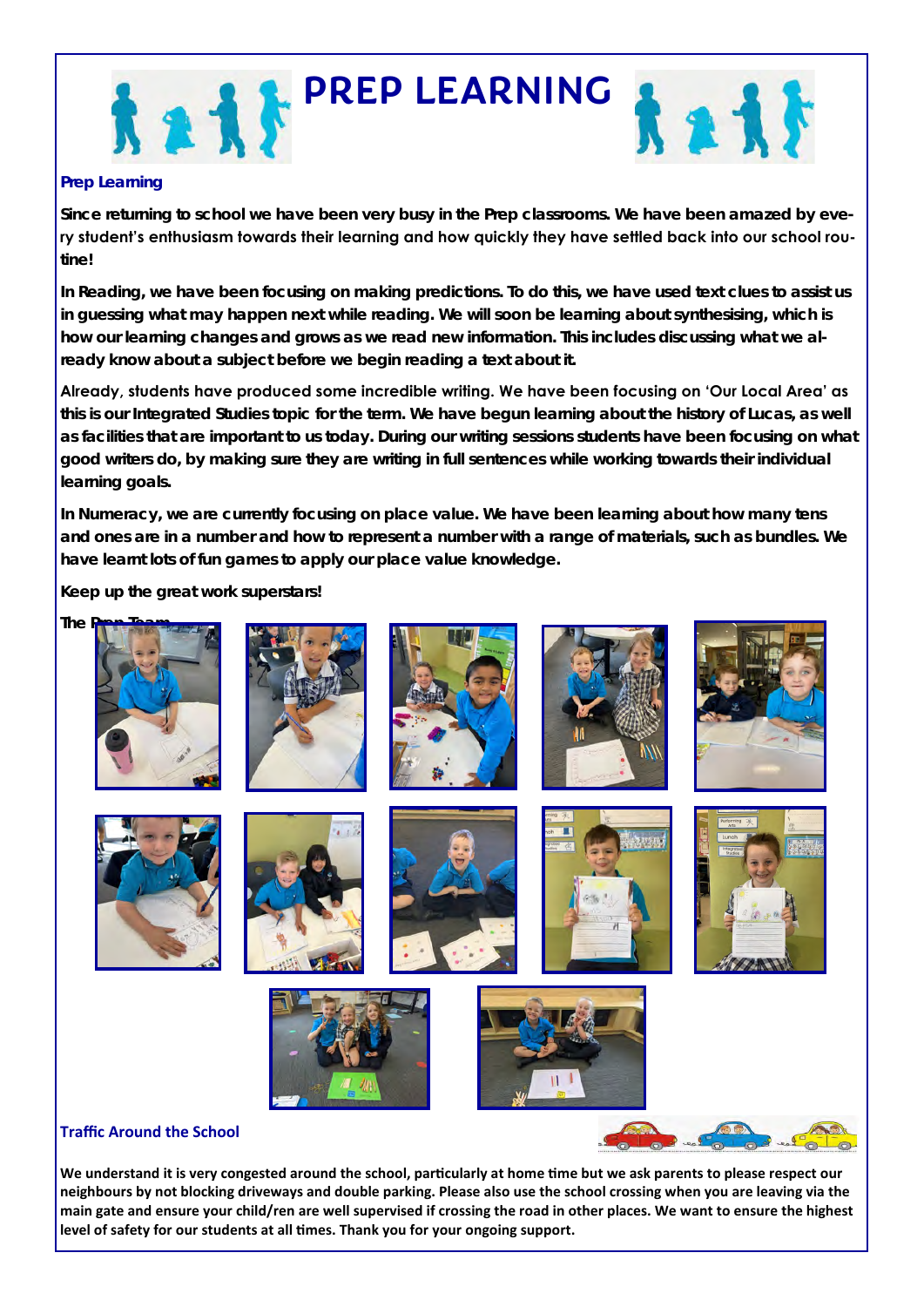# PREP LEARNING

### Prep Learning

Since returning to school we have been very busy in the Prep classrooms. We have been amazed by every student's enthusiasm towards their learning and how quickly they have settled back into our school routine!

In Reading, we have been focusing on making predictions. To do this, we have used text clues to assist us in guessing what may happen next while reading. We will soon be learning about synthesising, which is how our learning changes and grows as we read new information. This includes discussing what we already know about a subject before we begin reading a text about it.

Already, students have produced some incredible writing. We have been focusing on 'Our Local Area' as this is our Integrated Studies topic for the term. We have begun learning about the history of Lucas, as well as facilities that are important to us today. During our writing sessions students have been focusing on what good writers do, by making sure they are writing in full sentences while working towards their individual learning goals.

In Numeracy, we are currently focusing on place value. We have been learning about how many tens and ones are in a number and how to represent a number with a range of materials, such as bundles. We have learnt lots of fun games to apply our place value knowledge.

Keep up the great work superstars!

The Prep Team

### Traffic Around the School

We understand it is very congested around the school, particularly at home time but we ask parents to please respect our neighbours by not blocking driveways and double parking. Please also use the school crossing when you are leaving via the main gate and ensure your child/ren are well supervised if crossing the road in other places. We want to ensure the highest level of safety for our students at all times. Thank you for your ongoing support.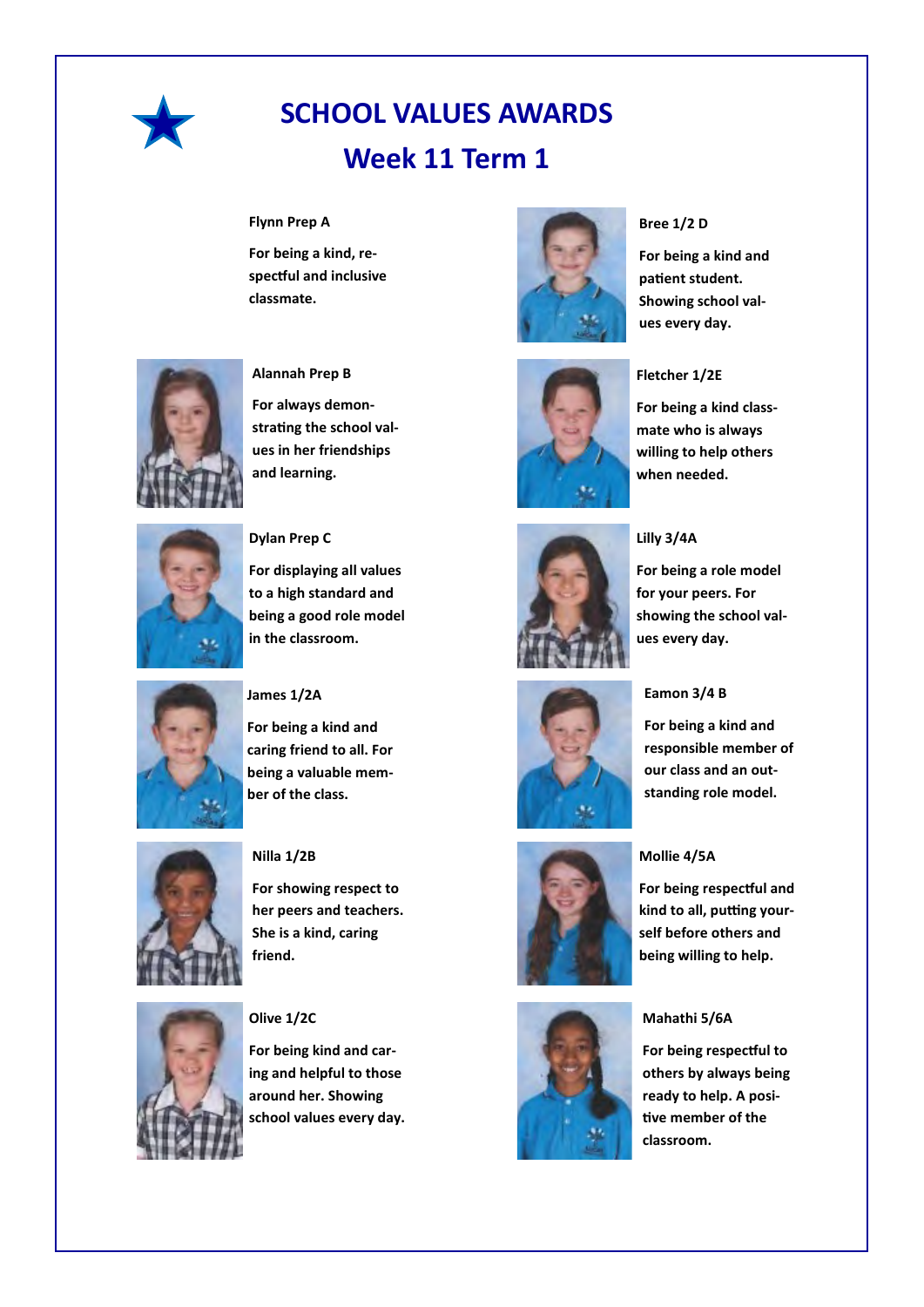# SCHOOL VALUES AWARDS

## Week 11 Term 1

**Flynn Prep A**

**For being a kind, respectful and inclusive classmate.**

**Alannah Prep B**

**For always demonstrating the school values in her friendships and learning.**

**Dylan Prep C**

**For displaying all values to a high standard and being a good role model in the classroom.**

**James 1/2A**

**For being a kind and caring friend to all. For being a valuable member of the class.**

**Nilla 1/2B**

**For showing respect to her peers and teachers. She is a kind, caring friend.**

**Olive 1/2C**

**For being kind and caring and helpful to those around her. Showing school values every day.**

**Bree 1/2 D**

**For being a kind and patient student. Showing school values every day.**

**Fletcher 1/2E**

**For being a kind classmate who is always willing to help others when needed.**

**Lilly 3/4A**

**For being a role model for your peers. For showing the school values every day.**

**Eamon 3/4 B**

**For being a kind and responsible member of our class and an outstanding role model.**

**Mollie 4/5A**

**For being respectful and kind to all, putting yourself before others and being willing to help.**

**Mahathi 5/6A**

**For being respectful to others by always being ready to help. A positive member of the classroom.**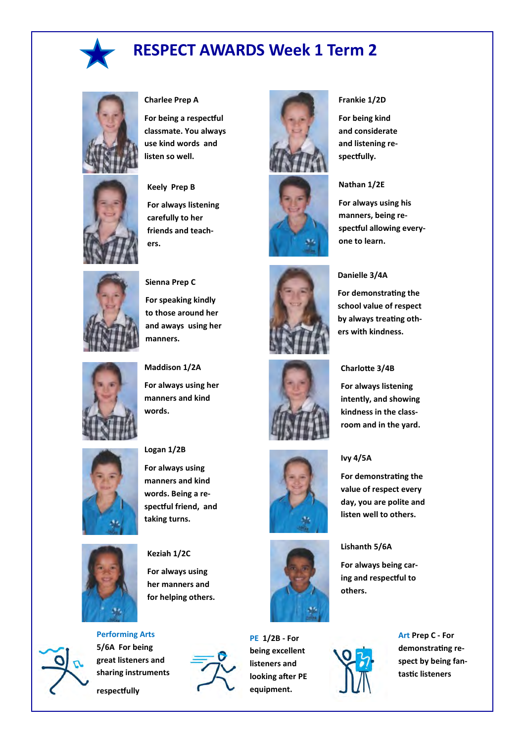# RESPECT AWARDS Week 1 Term 2

**Charlee Prep A**

**For being a respectful classmate. You always use kind words and listen so well.**

**Keely Prep B**

**For always listening carefully to her friends and teachers.**

**Sienna Prep C**

**For speaking kindly to those around her and aways using her manners.**

**Maddison 1/2A**

**For always using her manners and kind words.**

**Logan 1/2B**

**For always using manners and kind words. Being a respectful friend, and taking turns.**

**Keziah 1/2C**

**For always using her manners and for helping others.**

**Frankie 1/2D**

**For being kind and considerate and listening respectfully.**

**Nathan 1/2E**

**For always using his manners, being respectful allowing everyone to learn.**

**Danielle 3/4A**

**For demonstrating the school value of respect by always treating others with kindness.**

**Charlotte 3/4B**

**For always listening intently, and showing kindness in the classroom and in the yard.**

**Ivy 4/5A**

**For demonstrating the value of respect every day, you are polite and listen well to others.**

**Lishanth 5/6A**

**For always being caring and respectful to others.**

**Performing Arts 5/6A For being great listeners and sharing instruments respectfully**

**PE 1/2B - For being excellent listeners and looking after PE equipment.**

**Art Prep C - For demonstrating respect by being fantastic listeners**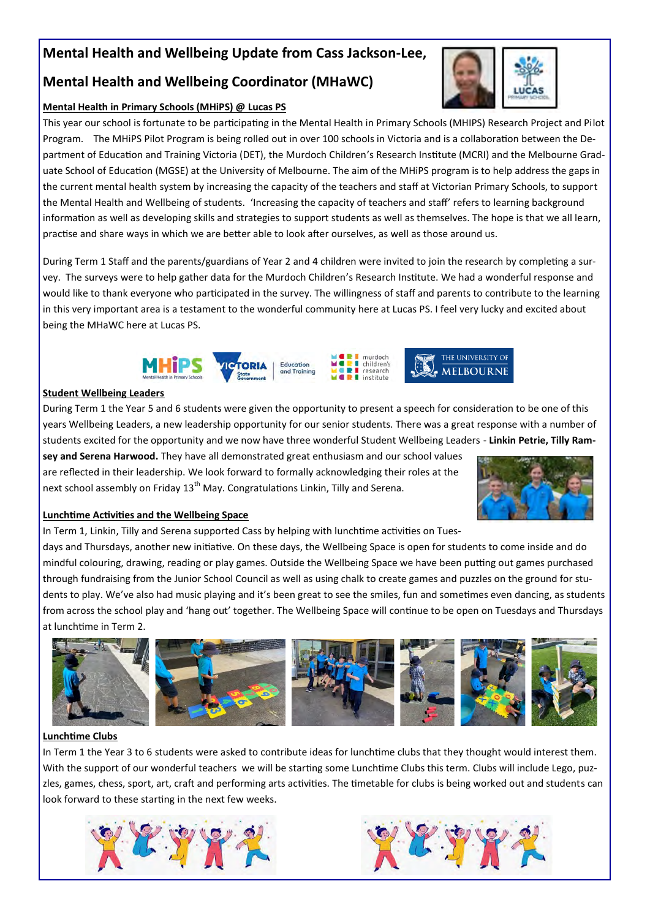## Mental Health and Wellbeing Update from Cass Jackson-Lee,

## Mental Health and Wellbeing Coordinator (MHaWC)

### Mental Health in Primary Schools (MHiPS) @ Lucas PS

This year our school is fortunate to be participating in the Mental Health in Primary Schools (MHIPS) Research Project and Pilot Program. The MHiPS Pilot Program is being rolled out in over 100 schools in Victoria and is a collaboration between the Department of Education and Training Victoria (DET), the Murdoch Children's Research Institute (MCRI) and the Melbourne Graduate School of Education (MGSE) at the University of Melbourne. The aim of the MHiPS program is to help address the gaps in the current mental health system by increasing the capacity of the teachers and staff at Victorian Primary Schools, to support the Mental Health and Wellbeing of students. 'Increasing the capacity of teachers and staff' refers to learning background information as well as developing skills and strategies to support students as well as themselves. The hope is that we all learn, practise and share ways in which we are better able to look after ourselves, as well as those around us.

During Term 1 Staff and the parents/guardians of Year 2 and 4 children were invited to join the research by completing a survey. The surveys were to help gather data for the Murdoch Children's Research Institute. We had a wonderful response and would like to thank everyone who participated in the survey. The willingness of staff and parents to contribute to the learning in this very important area is a testament to the wonderful community here at Lucas PS. I feel very lucky and excited about being the MHaWC here at Lucas PS.

### Student Wellbeing Leaders

During Term 1 the Year 5 and 6 students were given the opportunity to present a speech for consideration to be one of this years Wellbeing Leaders, a new leadership opportunity for our senior students. There was a great response with a number of students excited for the opportunity and we now have three wonderful Student Wellbeing Leaders - **Linkin Petrie, Tilly Ramsey and Serena Harwood.** They have all demonstrated great enthusiasm and our school values are reflected in their leadership. We look forward to formally acknowledging their roles at the next school assembly on Friday 13th May. Congratulations Linkin, Tilly and Serena.

### Lunchtime Activities and the Wellbeing Space

In Term 1, Linkin, Tilly and Serena supported Cass by helping with lunchtime activities on Tuesdays and Thursdays, another new initiative. On these days, the Wellbeing Space is open for students to come inside and do mindful colouring, drawing, reading or play games. Outside the Wellbeing Space we have been putting out games purchased through fundraising from the Junior School Council as well as using chalk to create games and puzzles on the ground for students to play. We've also had music playing and it's been great to see the smiles, fun and sometimes even dancing, as students from across the school play and 'hang out' together. The Wellbeing Space will continue to be open on Tuesdays and Thursdays at lunchtime in Term 2.

### Lunchtime Clubs

In Term 1 the Year 3 to 6 students were asked to contribute ideas for lunchtime clubs that they thought would interest them. With the support of our wonderful teachers we will be starting some Lunchtime Clubs this term. Clubs will include Lego, puzzles, games, chess, sport, art, craft and performing arts activities. The timetable for clubs is being worked out and students can look forward to these starting in the next few weeks.